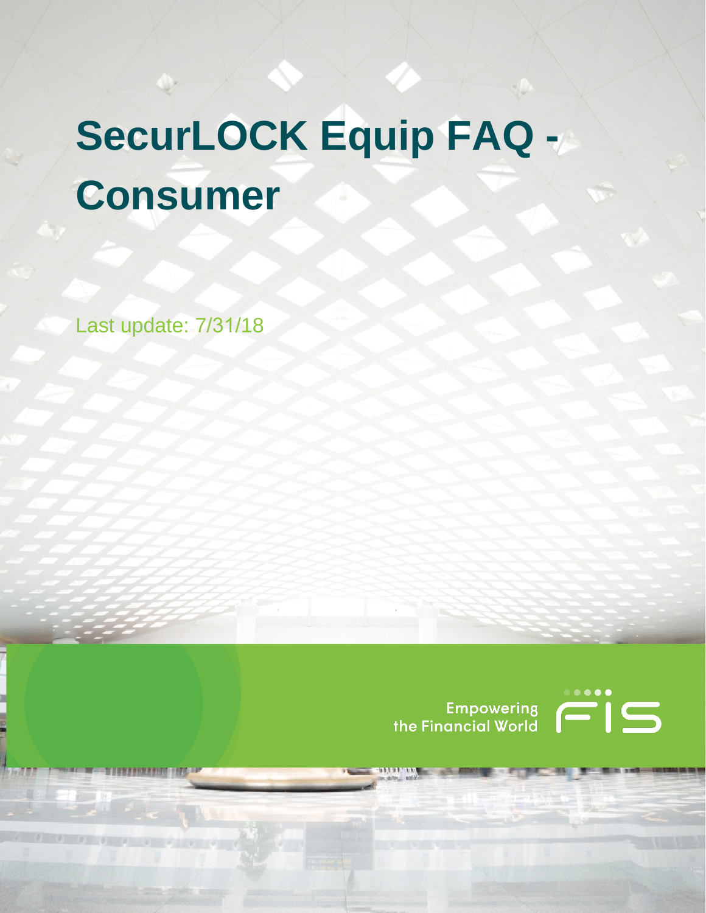# SecurLOCK Equip FAQ - Consumer

Last update: 7/31/18

Empowering the Financial World

FIS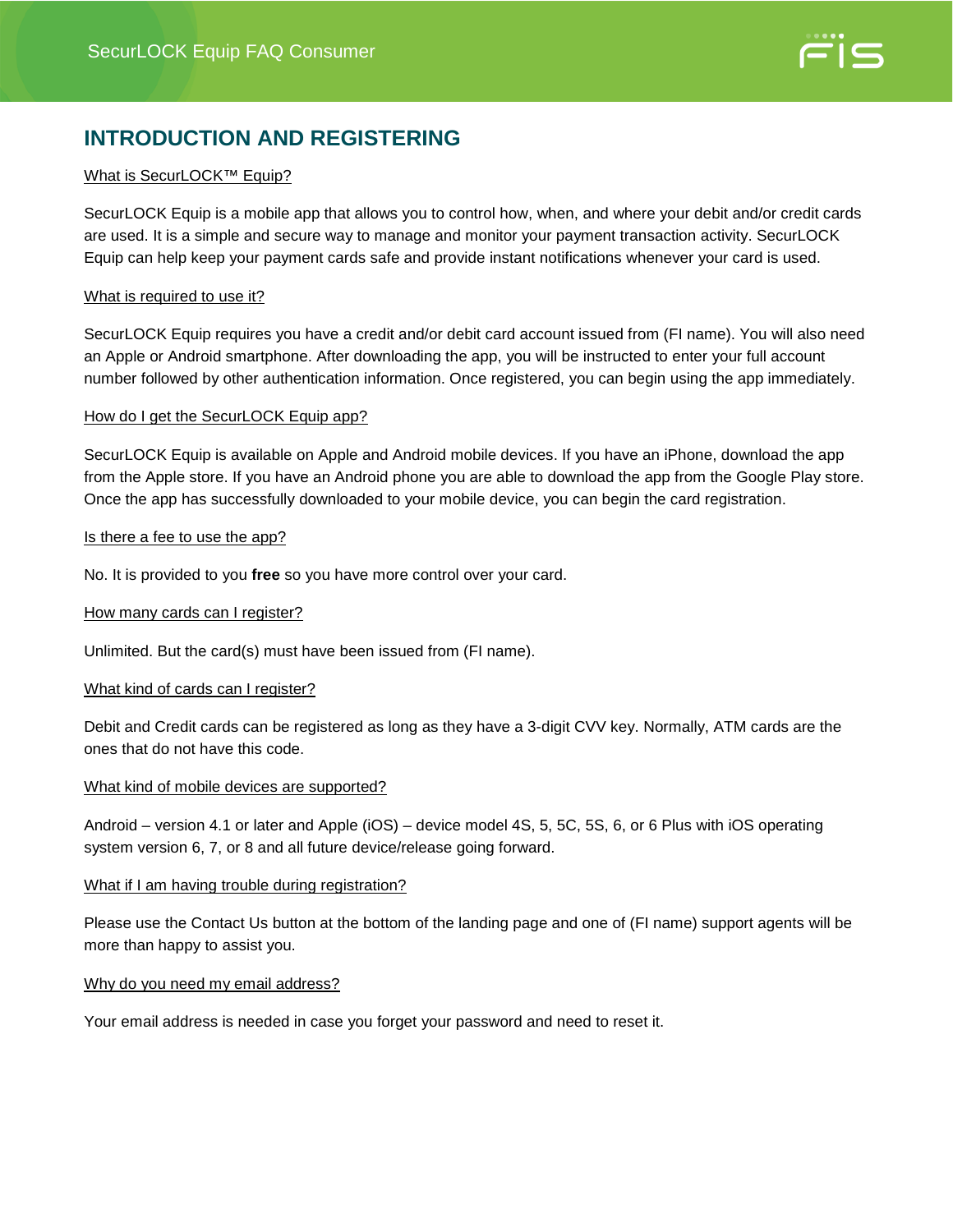## INTRODUCTION AND REGISTERING

What is SecurLOCK™ Equip?

SecurLOCK Equip is a mobile app that allows you to control how, when, and where your debit and/or credit cards are used. It is a simple and secure way to manage and monitor your payment transaction activity. SecurLOCK Equip can help keep your payment cards safe and provide instant notifications whenever your card is used.

What is required to use it?

SecurLOCK Equip requires you have a credit and/or debit card account issued from (FI name). You will also need an Apple or Android smartphone. After downloading the app, you will be instructed to enter your full account number followed by other authentication information. Once registered, you can begin using the app immediately.

How do I get the SecurLOCK Equip app?

SecurLOCK Equip is available on Apple and Android mobile devices. If you have an iPhone, download the app from the Apple store. If you have an Android phone you are able to download the app from the Google Play store. Once the app has successfully downloaded to your mobile device, you can begin the card registration.

Is there a fee to use the app?

No. It is provided to you **free** so you have more control over your card.

How many cards can I register?

Unlimited. But the card(s) must have been issued from (FI name).

What kind of cards can I register?

Debit and Credit cards can be registered as long as they have a 3-digit CVV key. Normally, ATM cards are the ones that do not have this code.

What kind of mobile devices are supported?

Android – version 4.1 or later and Apple (iOS) – device model 4S, 5, 5C, 5S, 6, or 6 Plus with iOS operating system version 6, 7, or 8 and all future device/release going forward.

What if I am having trouble during registration?

Please use the Contact Us button at the bottom of the landing page and one of (FI name) support agents will be more than happy to assist you.

Why do you need my email address?

Your email address is needed in case you forget your password and need to reset it.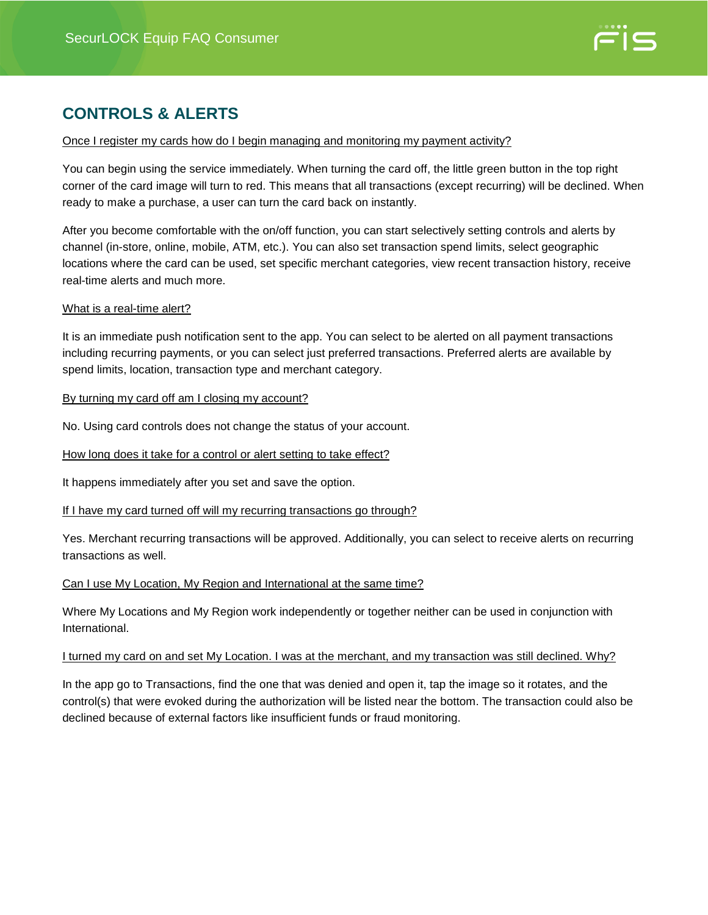## CONTROLS & ALERTS

Once I register my cards how do I begin managing and monitoring my payment activity?

You can begin using the service immediately. When turning the card off, the little green button in the top right corner of the card image will turn to red. This means that all transactions (except recurring) will be declined. When ready to make a purchase, a user can turn the card back on instantly.

After you become comfortable with the on/off function, you can start selectively setting controls and alerts by channel (in-store, online, mobile, ATM, etc.). You can also set transaction spend limits, select geographic locations where the card can be used, set specific merchant categories, view recent transaction history, receive real-time alerts and much more.

What is a real-time alert?

It is an immediate push notification sent to the app. You can select to be alerted on all payment transactions including recurring payments, or you can select just preferred transactions. Preferred alerts are available by spend limits, location, transaction type and merchant category.

By turning my card off am I closing my account?

No. Using card controls does not change the status of your account.

How long does it take for a control or alert setting to take effect?

It happens immediately after you set and save the option.

If I have my card turned off will my recurring transactions go through?

Yes. Merchant recurring transactions will be approved. Additionally, you can select to receive alerts on recurring transactions as well.

Can I use My Location, My Region and International at the same time?

Where My Locations and My Region work independently or together neither can be used in conjunction with International.

I turned my card on and set My Location. I was at the merchant, and my transaction was still declined. Why?

In the app go to Transactions, find the one that was denied and open it, tap the image so it rotates, and the control(s) that were evoked during the authorization will be listed near the bottom. The transaction could also be declined because of external factors like insufficient funds or fraud monitoring.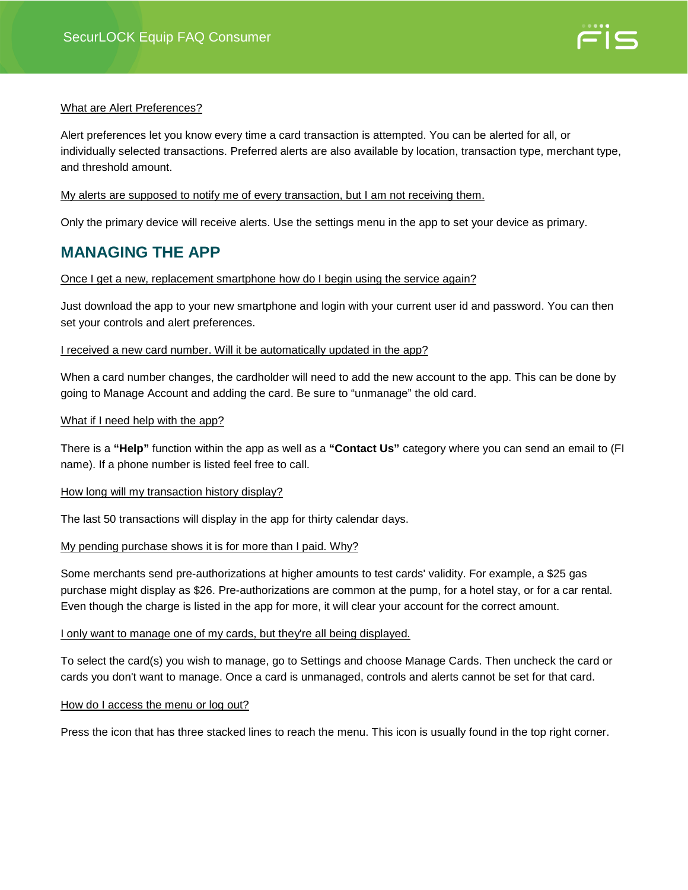What are Alert Preferences?

Alert preferences let you know every time a card transaction is attempted. You can be alerted for all, or individually selected transactions. Preferred alerts are also available by location, transaction type, merchant type, and threshold amount.

My alerts are supposed to notify me of every transaction, but I am not receiving them.

Only the primary device will receive alerts. Use the settings menu in the app to set your device as primary.

## MANAGING THE APP

Once I get a new, replacement smartphone how do I begin using the service again?

Just download the app to your new smartphone and login with your current user id and password. You can then set your controls and alert preferences.

I received a new card number. Will it be automatically updated in the app?

When a card number changes, the cardholder will need to add the new account to the app. This can be done by going to Manage Account and adding the card. Be sure to "unmanage" the old card.

What if I need help with the app?

There is a **"Help"** function within the app as well as a **"Contact Us"** category where you can send an email to (FI name). If a phone number is listed feel free to call.

How long will my transaction history display?

The last 50 transactions will display in the app for thirty calendar days.

My pending purchase shows it is for more than I paid. Why?

Some merchants send pre-authorizations at higher amounts to test cards' validity. For example, a $25 gas purchase might display as $26. Pre-authorizations are common at the pump, for a hotel stay, or for a car rental. Even though the charge is listed in the app for more, it will clear your account for the correct amount.

I only want to manage one of my cards, but they're all being displayed.

To select the card(s) you wish to manage, go to Settings and choose Manage Cards. Then uncheck the card or cards you don't want to manage. Once a card is unmanaged, controls and alerts cannot be set for that card.

How do I access the menu or log out?

Press the icon that has three stacked lines to reach the menu. This icon is usually found in the top right corner.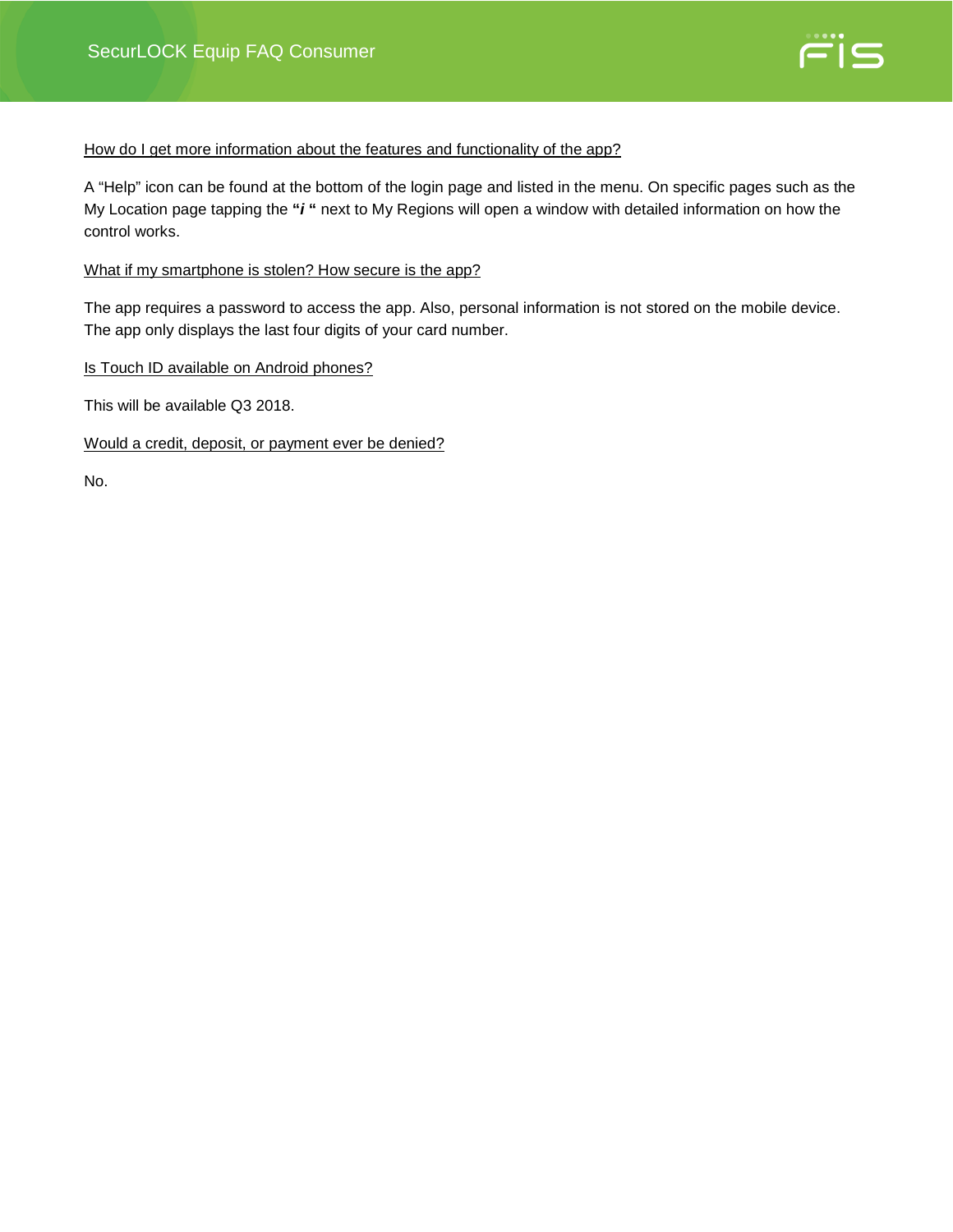How do I get more information about the features and functionality of the app?

A "Help" icon can be found at the bottom of the login page and listed in the menu. On specific pages such as the My Location page tapping the **"*i* "** next to My Regions will open a window with detailed information on how the control works.

What if my smartphone is stolen? How secure is the app?

The app requires a password to access the app. Also, personal information is not stored on the mobile device. The app only displays the last four digits of your card number.

Is Touch ID available on Android phones?

This will be available Q3 2018.

Would a credit, deposit, or payment ever be denied?

No.